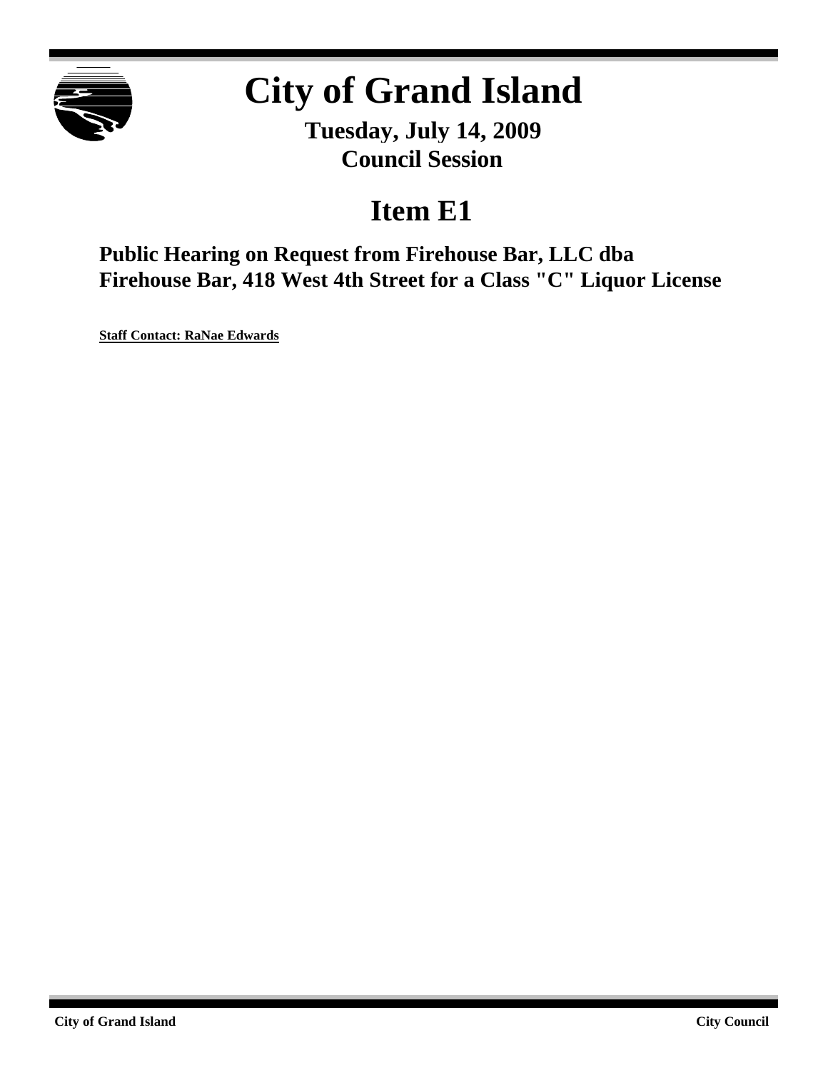# City of Grand Island

**Tuesday, July 14, 2009**
**Council Session**

## Item E1

### Public Hearing on Request from Firehouse Bar, LLC dba Firehouse Bar, 418 West 4th Street for a Class "C" Liquor License

**Staff Contact: RaNae Edwards**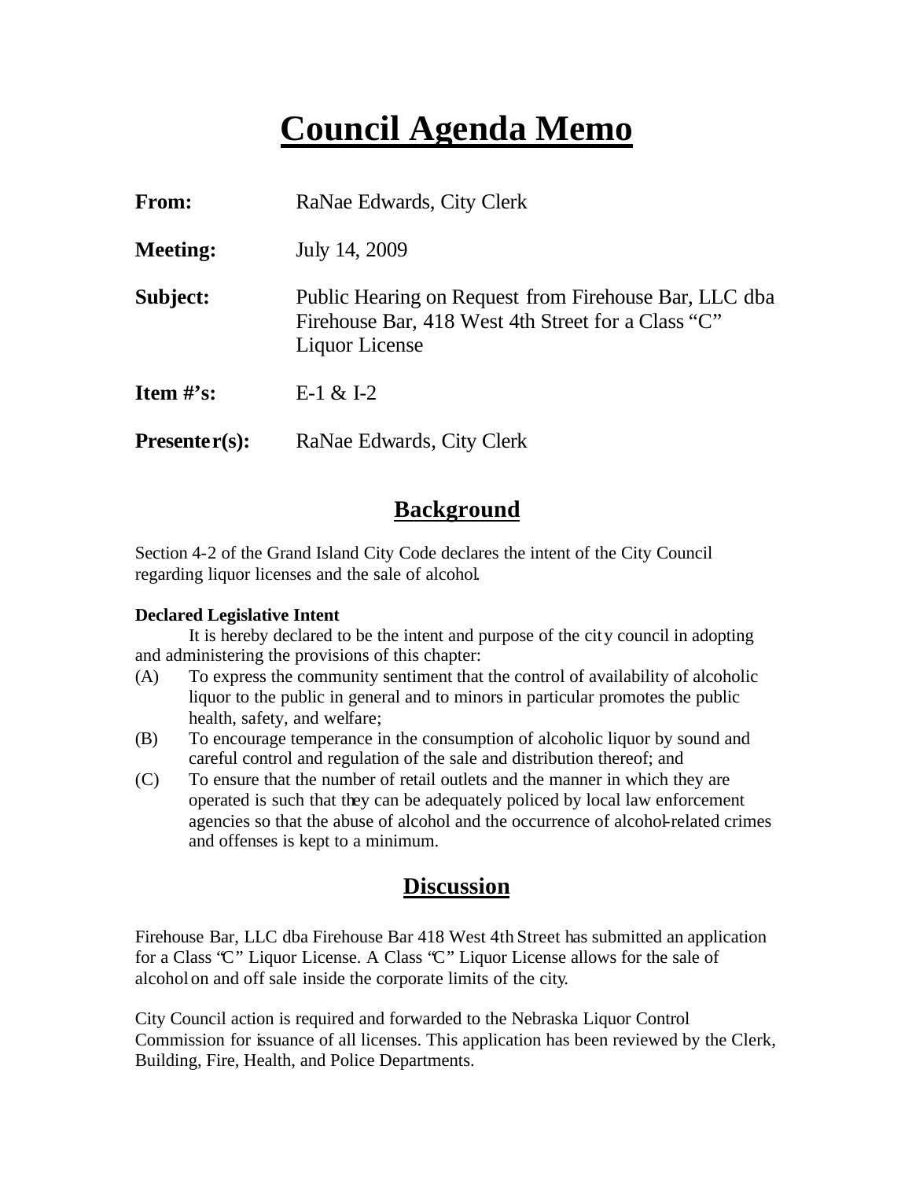# Council Agenda Memo

**From:** RaNae Edwards, City Clerk

**Meeting:** July 14, 2009

**Subject:** Public Hearing on Request from Firehouse Bar, LLC dba Firehouse Bar, 418 West 4th Street for a Class "C" Liquor License

**Item #'s:** E-1 & I-2

**Presenter(s):** RaNae Edwards, City Clerk

## Background

Section 4-2 of the Grand Island City Code declares the intent of the City Council regarding liquor licenses and the sale of alcohol.

**Declared Legislative Intent**

It is hereby declared to be the intent and purpose of the city council in adopting and administering the provisions of this chapter:

(A) To express the community sentiment that the control of availability of alcoholic liquor to the public in general and to minors in particular promotes the public health, safety, and welfare;

(B) To encourage temperance in the consumption of alcoholic liquor by sound and careful control and regulation of the sale and distribution thereof; and

(C) To ensure that the number of retail outlets and the manner in which they are operated is such that they can be adequately policed by local law enforcement agencies so that the abuse of alcohol and the occurrence of alcohol-related crimes and offenses is kept to a minimum.

## Discussion

Firehouse Bar, LLC dba Firehouse Bar 418 West 4th Street has submitted an application for a Class "C" Liquor License. A Class "C" Liquor License allows for the sale of alcohol on and off sale inside the corporate limits of the city.

City Council action is required and forwarded to the Nebraska Liquor Control Commission for issuance of all licenses. This application has been reviewed by the Clerk, Building, Fire, Health, and Police Departments.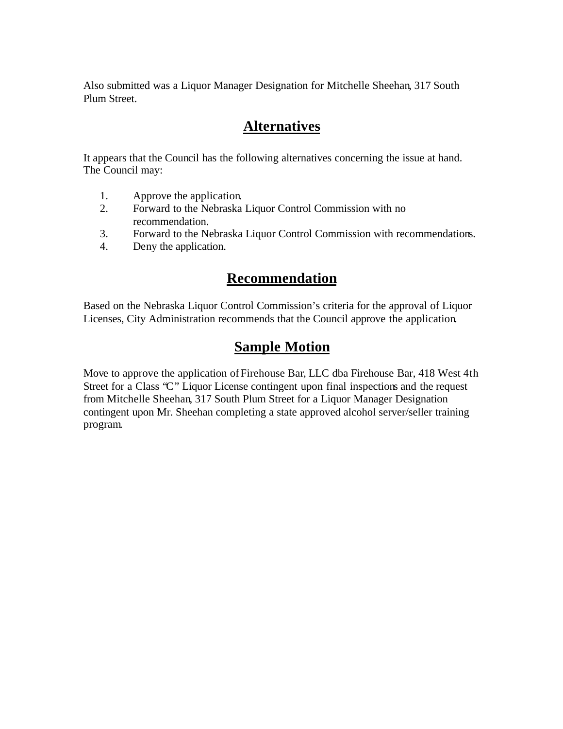Also submitted was a Liquor Manager Designation for Mitchelle Sheehan, 317 South Plum Street.

## Alternatives

It appears that the Council has the following alternatives concerning the issue at hand. The Council may:

1. Approve the application.
2. Forward to the Nebraska Liquor Control Commission with no recommendation.
3. Forward to the Nebraska Liquor Control Commission with recommendations.
4. Deny the application.

## Recommendation

Based on the Nebraska Liquor Control Commission's criteria for the approval of Liquor Licenses, City Administration recommends that the Council approve the application.

## Sample Motion

Move to approve the application of Firehouse Bar, LLC dba Firehouse Bar, 418 West 4th Street for a Class "C" Liquor License contingent upon final inspections and the request from Mitchelle Sheehan, 317 South Plum Street for a Liquor Manager Designation contingent upon Mr. Sheehan completing a state approved alcohol server/seller training program.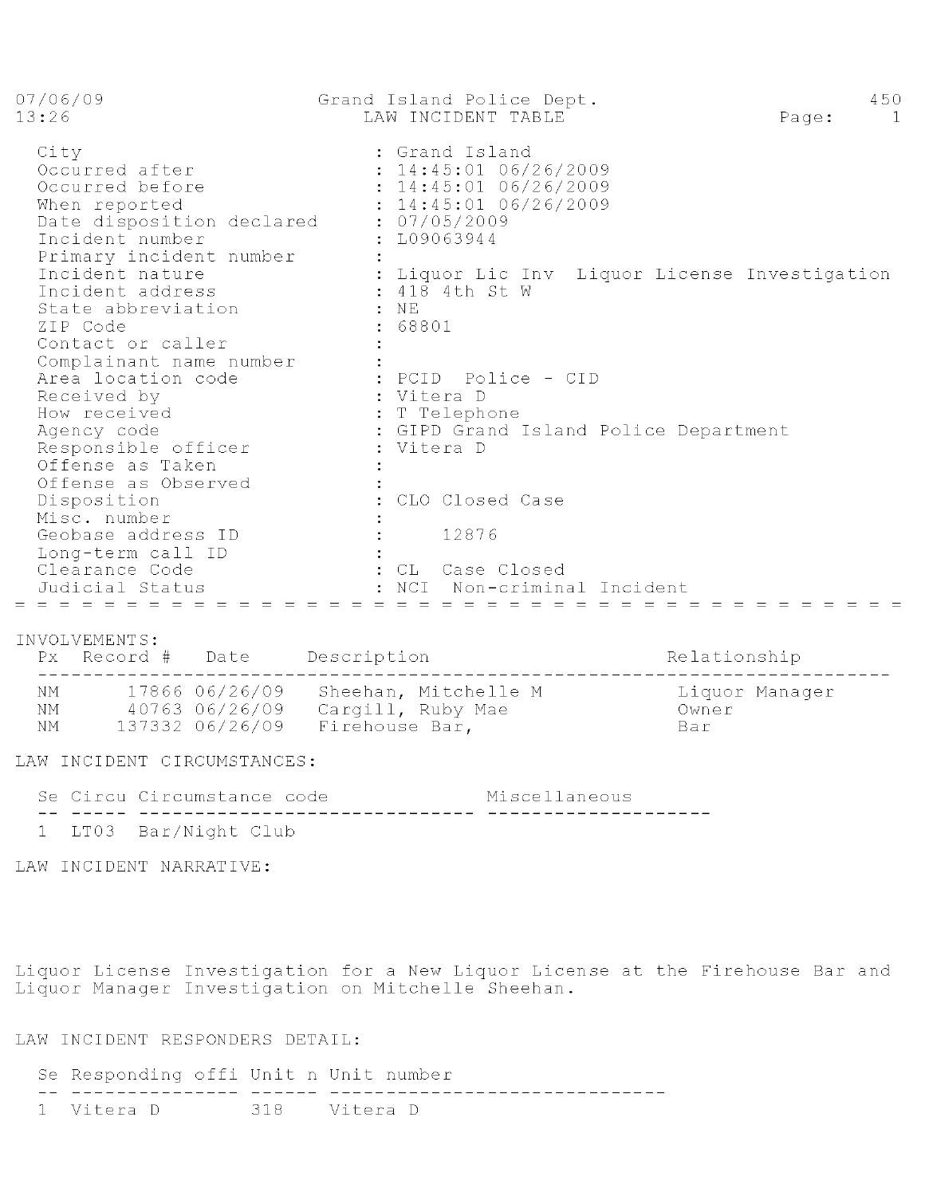07/06/09 Grand Island Police Dept. 450
13:26 LAW INCIDENT TABLE

| | |
|---|---|
| City | : Grand Island |
| Occurred after | : 14:45:01 06/26/2009 |
| Occurred before | : 14:45:01 06/26/2009 |
| When reported | : 14:45:01 06/26/2009 |
| Date disposition declared | : 07/05/2009 |
| Incident number | : L09063944 |
| Primary incident number | : |
| Incident nature | : Liquor Lic Inv Liquor License Investigation |
| Incident address | : 418 4th St W |
| State abbreviation | : NE |
| ZIP Code | : 68801 |
| Contact or caller | : |
| Complainant name number | : |
| Area location code | : PCID Police - CID |
| Received by | : Vitera D |
| How received | : T Telephone |
| Agency code | : GIPD Grand Island Police Department |
| Responsible officer | : Vitera D |
| Offense as Taken | : |
| Offense as Observed | : |
| Disposition | : CLO Closed Case |
| Misc. number | : |
| Geobase address ID | : 12876 |
| Long-term call ID | : |
| Clearance Code | : CL Case Closed |
| Judicial Status | : NCI Non-criminal Incident |

## INVOLVEMENTS:

| Px | Record # | Date | Description | Relationship |
|---|---|---|---|---|
| NM | 17866 | 06/26/09 | Sheehan, Mitchelle M | Liquor Manager |
| NM | 40763 | 06/26/09 | Cargill, Ruby Mae | Owner |
| NM | 137332 | 06/26/09 | Firehouse Bar, | Bar |

## LAW INCIDENT CIRCUMSTANCES:

| Se | Circu | Circumstance code | Miscellaneous |
|---|---|---|---|
| 1 | LT03 | Bar/Night Club | |

## LAW INCIDENT NARRATIVE:

Liquor License Investigation for a New Liquor License at the Firehouse Bar and Liquor Manager Investigation on Mitchelle Sheehan.

## LAW INCIDENT RESPONDERS DETAIL:

| Se | Responding offi | Unit n | Unit number |
|---|---|---|---|
| 1 | Vitera D | 318 | Vitera D |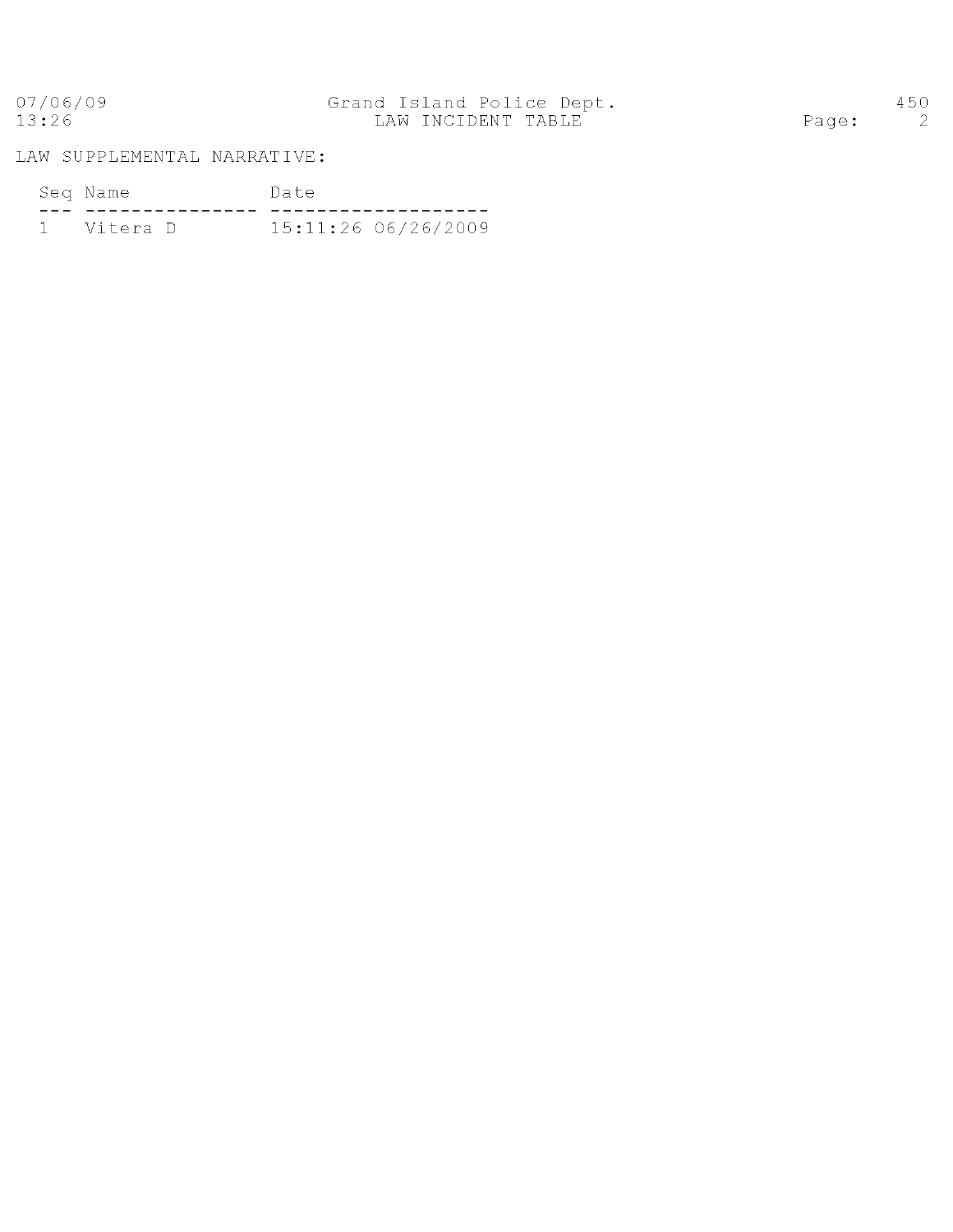LAW SUPPLEMENTAL NARRATIVE:

| Seq | Name | Date |
|---|---|---|
| 1 | Vitera D | 15:11:26 06/26/2009 |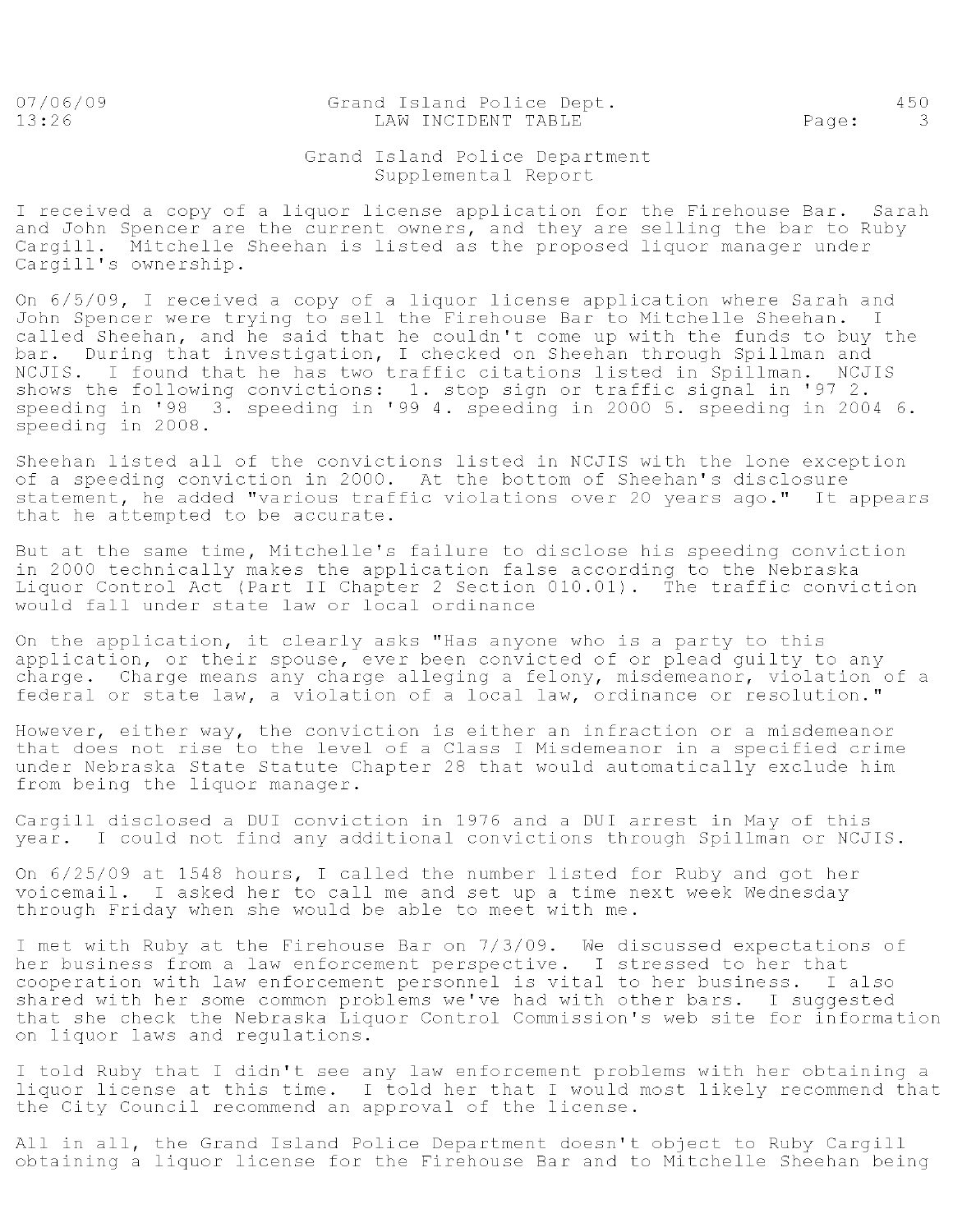# Grand Island Police Department
## Supplemental Report

I received a copy of a liquor license application for the Firehouse Bar. Sarah and John Spencer are the current owners, and they are selling the bar to Ruby Cargill. Mitchelle Sheehan is listed as the proposed liquor manager under Cargill's ownership.

On 6/5/09, I received a copy of a liquor license application where Sarah and John Spencer were trying to sell the Firehouse Bar to Mitchelle Sheehan. I called Sheehan, and he said that he couldn't come up with the funds to buy the bar. During that investigation, I checked on Sheehan through Spillman and NCJIS. I found that he has two traffic citations listed in Spillman. NCJIS shows the following convictions: 1. stop sign or traffic signal in '97 2. speeding in '98 3. speeding in '99 4. speeding in 2000 5. speeding in 2004 6. speeding in 2008.

Sheehan listed all of the convictions listed in NCJIS with the lone exception of a speeding conviction in 2000. At the bottom of Sheehan's disclosure statement, he added "various traffic violations over 20 years ago." It appears that he attempted to be accurate.

But at the same time, Mitchelle's failure to disclose his speeding conviction in 2000 technically makes the application false according to the Nebraska Liquor Control Act (Part II Chapter 2 Section 010.01). The traffic conviction would fall under state law or local ordinance

On the application, it clearly asks "Has anyone who is a party to this application, or their spouse, ever been convicted of or plead guilty to any charge. Charge means any charge alleging a felony, misdemeanor, violation of a federal or state law, a violation of a local law, ordinance or resolution."

However, either way, the conviction is either an infraction or a misdemeanor that does not rise to the level of a Class I Misdemeanor in a specified crime under Nebraska State Statute Chapter 28 that would automatically exclude him from being the liquor manager.

Cargill disclosed a DUI conviction in 1976 and a DUI arrest in May of this year. I could not find any additional convictions through Spillman or NCJIS.

On 6/25/09 at 1548 hours, I called the number listed for Ruby and got her voicemail. I asked her to call me and set up a time next week Wednesday through Friday when she would be able to meet with me.

I met with Ruby at the Firehouse Bar on 7/3/09. We discussed expectations of her business from a law enforcement perspective. I stressed to her that cooperation with law enforcement personnel is vital to her business. I also shared with her some common problems we've had with other bars. I suggested that she check the Nebraska Liquor Control Commission's web site for information on liquor laws and regulations.

I told Ruby that I didn't see any law enforcement problems with her obtaining a liquor license at this time. I told her that I would most likely recommend that the City Council recommend an approval of the license.

All in all, the Grand Island Police Department doesn't object to Ruby Cargill obtaining a liquor license for the Firehouse Bar and to Mitchelle Sheehan being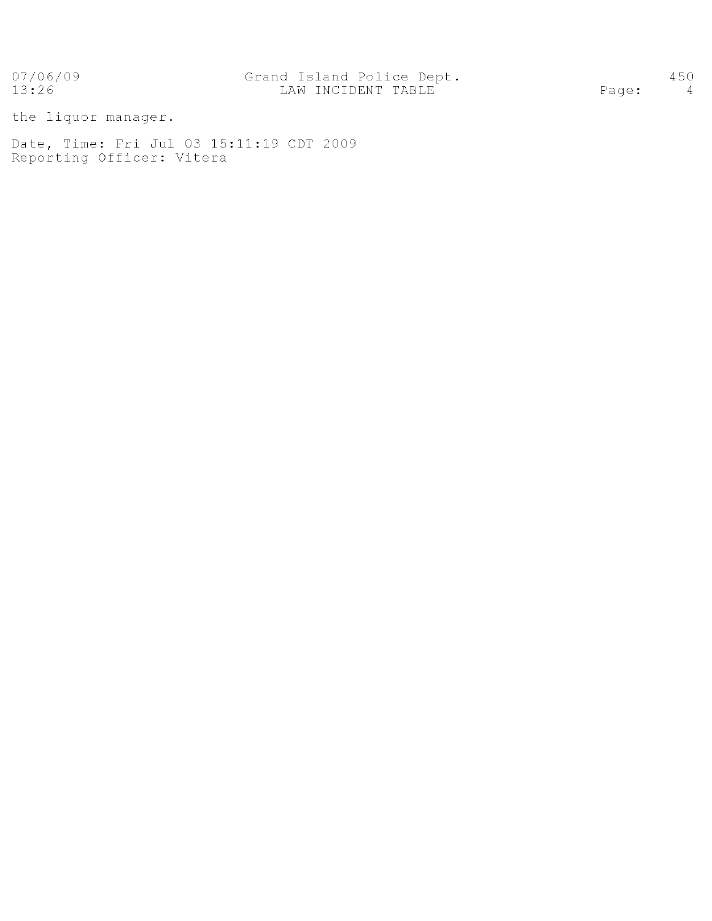the liquor manager.

Date, Time: Fri Jul 03 15:11:19 CDT 2009
Reporting Officer: Vitera